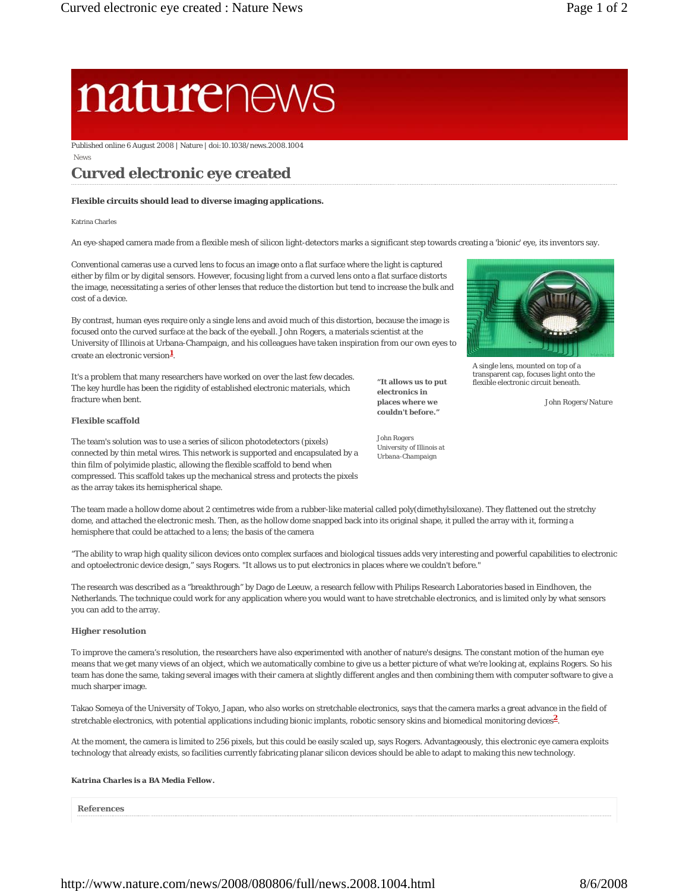Published online 6 August 2008 | Nature | doi:10.1038/news.2008.1004

News

# Curved electronic eye created

**Flexible circuits should lead to diverse imaging applications.**

Katrina Charles

An eye-shaped camera made from a flexible mesh of silicon light-detectors marks a significant step towards creating a 'bionic' eye, its inventors say.

Conventional cameras use a curved lens to focus an image onto a flat surface where the light is captured either by film or by digital sensors. However, focusing light from a curved lens onto a flat surface distorts the image, necessitating a series of other lenses that reduce the distortion but tend to increase the bulk and cost of a device.

By contrast, human eyes require only a single lens and avoid much of this distortion, because the image is focused onto the curved surface at the back of the eyeball. John Rogers, a materials scientist at the University of Illinois at Urbana-Champaign, and his colleagues have taken inspiration from our own eyes to create an electronic version[1].

A single lens, mounted on top of a transparent cap, focuses light onto the flexible electronic circuit beneath.

John Rogers/Nature

It's a problem that many researchers have worked on over the last few decades. The key hurdle has been the rigidity of established electronic materials, which fracture when bent.

> **"It allows us to put electronics in places where we couldn't before."**
>
> John Rogers
> University of Illinois at Urbana-Champaign

### Flexible scaffold

The team's solution was to use a series of silicon photodetectors (pixels) connected by thin metal wires. This network is supported and encapsulated by a thin film of polyimide plastic, allowing the flexible scaffold to bend when compressed. This scaffold takes up the mechanical stress and protects the pixels as the array takes its hemispherical shape.

The team made a hollow dome about 2 centimetres wide from a rubber-like material called poly(dimethylsiloxane). They flattened out the stretchy dome, and attached the electronic mesh. Then, as the hollow dome snapped back into its original shape, it pulled the array with it, forming a hemisphere that could be attached to a lens; the basis of the camera

"The ability to wrap high quality silicon devices onto complex surfaces and biological tissues adds very interesting and powerful capabilities to electronic and optoelectronic device design," says Rogers. "It allows us to put electronics in places where we couldn't before."

The research was described as a "breakthrough" by Dago de Leeuw, a research fellow with Philips Research Laboratories based in Eindhoven, the Netherlands. The technique could work for any application where you would want to have stretchable electronics, and is limited only by what sensors you can add to the array.

### Higher resolution

To improve the camera's resolution, the researchers have also experimented with another of nature's designs. The constant motion of the human eye means that we get many views of an object, which we automatically combine to give us a better picture of what we're looking at, explains Rogers. So his team has done the same, taking several images with their camera at slightly different angles and then combining them with computer software to give a much sharper image.

Takao Someya of the University of Tokyo, Japan, who also works on stretchable electronics, says that the camera marks a great advance in the field of stretchable electronics, with potential applications including bionic implants, robotic sensory skins and biomedical monitoring devices[2].

At the moment, the camera is limited to 256 pixels, but this could be easily scaled up, says Rogers. Advantageously, this electronic eye camera exploits technology that already exists, so facilities currently fabricating planar silicon devices should be able to adapt to making this new technology.

**Katrina Charles is a BA Media Fellow.**

### References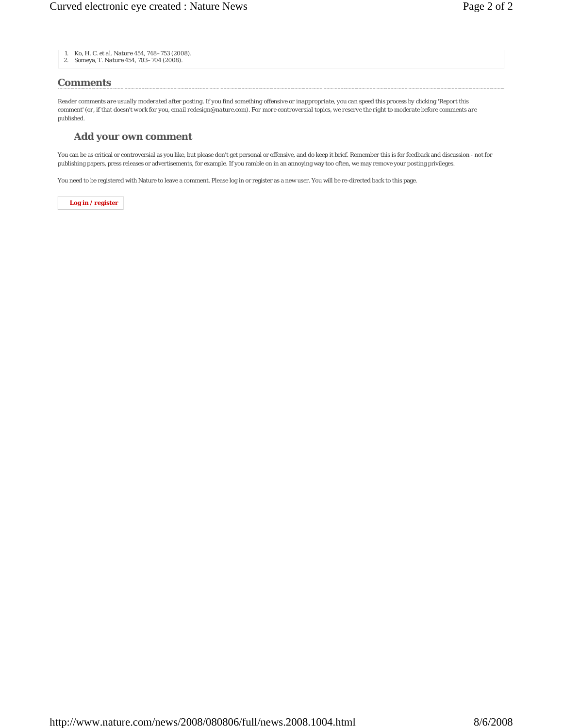1. Ko, H. C. et al. *Nature* 454, 748–753 (2008).
2. Someya, T. *Nature* 454, 703–704 (2008).

## Comments

*Reader comments are usually moderated after posting. If you find something offensive or inappropriate, you can speed this process by clicking 'Report this comment' (or, if that doesn't work for you, email redesign@nature.com). For more controversial topics, we reserve the right to moderate before comments are published.*

### Add your own comment

You can be as critical or controversial as you like, but please don't get personal or offensive, and do keep it brief. Remember this is for feedback and discussion - not for publishing papers, press releases or advertisements, for example. If you ramble on in an annoying way too often, we may remove your posting privileges.

You need to be registered with Nature to leave a comment. Please log in or register as a new user. You will be re-directed back to this page.

**Log in / register**